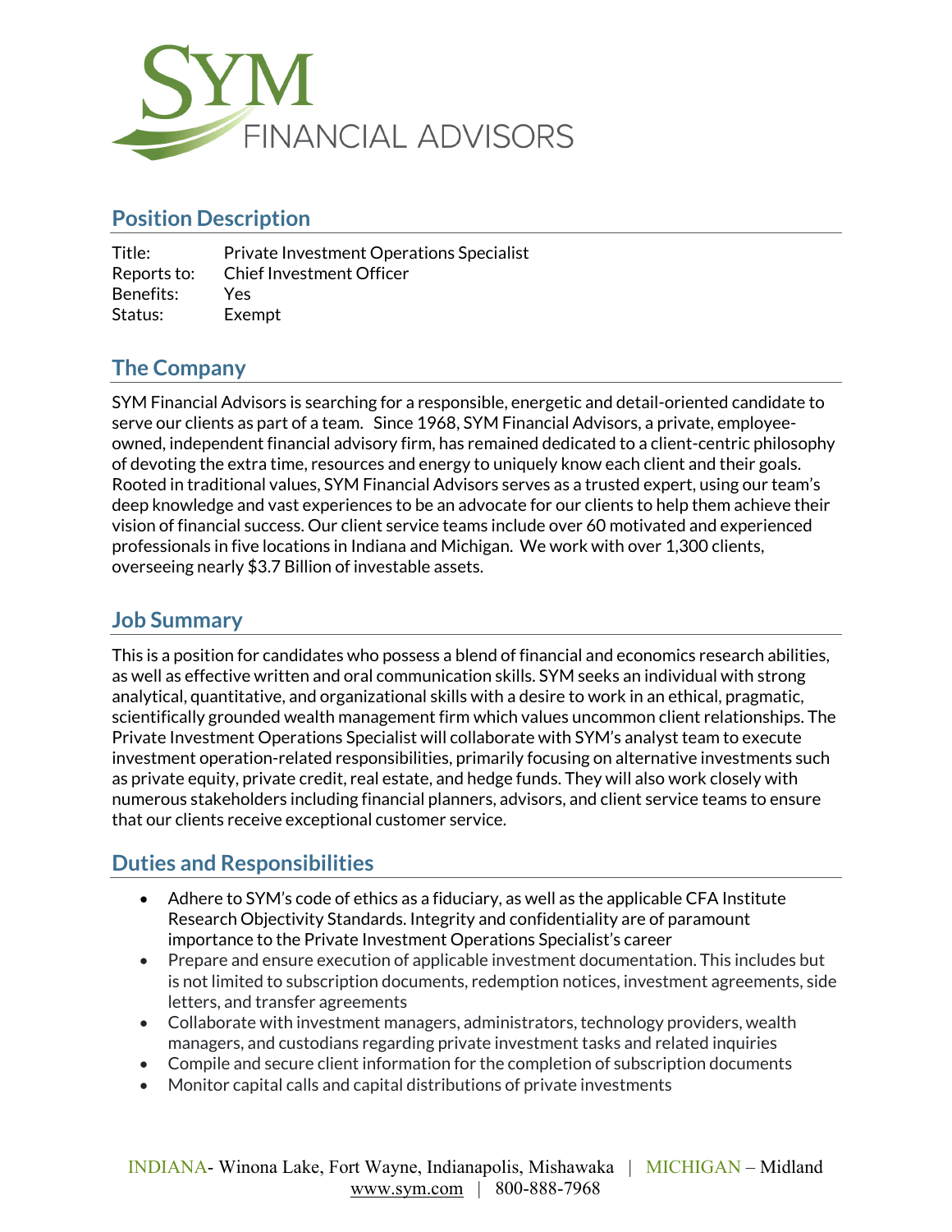## Position Description

Title: Private Investment Operations Specialist
Reports to: Chief Investment Officer
Benefits: Yes
Status: Exempt

## The Company

SYM Financial Advisors is searching for a responsible, energetic and detail-oriented candidate to serve our clients as part of a team. Since 1968, SYM Financial Advisors, a private, employee-owned, independent financial advisory firm, has remained dedicated to a client-centric philosophy of devoting the extra time, resources and energy to uniquely know each client and their goals. Rooted in traditional values, SYM Financial Advisors serves as a trusted expert, using our team's deep knowledge and vast experiences to be an advocate for our clients to help them achieve their vision of financial success. Our client service teams include over 60 motivated and experienced professionals in five locations in Indiana and Michigan. We work with over 1,300 clients, overseeing nearly $3.7 Billion of investable assets.

## Job Summary

This is a position for candidates who possess a blend of financial and economics research abilities, as well as effective written and oral communication skills. SYM seeks an individual with strong analytical, quantitative, and organizational skills with a desire to work in an ethical, pragmatic, scientifically grounded wealth management firm which values uncommon client relationships. The Private Investment Operations Specialist will collaborate with SYM's analyst team to execute investment operation-related responsibilities, primarily focusing on alternative investments such as private equity, private credit, real estate, and hedge funds. They will also work closely with numerous stakeholders including financial planners, advisors, and client service teams to ensure that our clients receive exceptional customer service.

## Duties and Responsibilities

- Adhere to SYM's code of ethics as a fiduciary, as well as the applicable CFA Institute Research Objectivity Standards. Integrity and confidentiality are of paramount importance to the Private Investment Operations Specialist's career
- Prepare and ensure execution of applicable investment documentation. This includes but is not limited to subscription documents, redemption notices, investment agreements, side letters, and transfer agreements
- Collaborate with investment managers, administrators, technology providers, wealth managers, and custodians regarding private investment tasks and related inquiries
- Compile and secure client information for the completion of subscription documents
- Monitor capital calls and capital distributions of private investments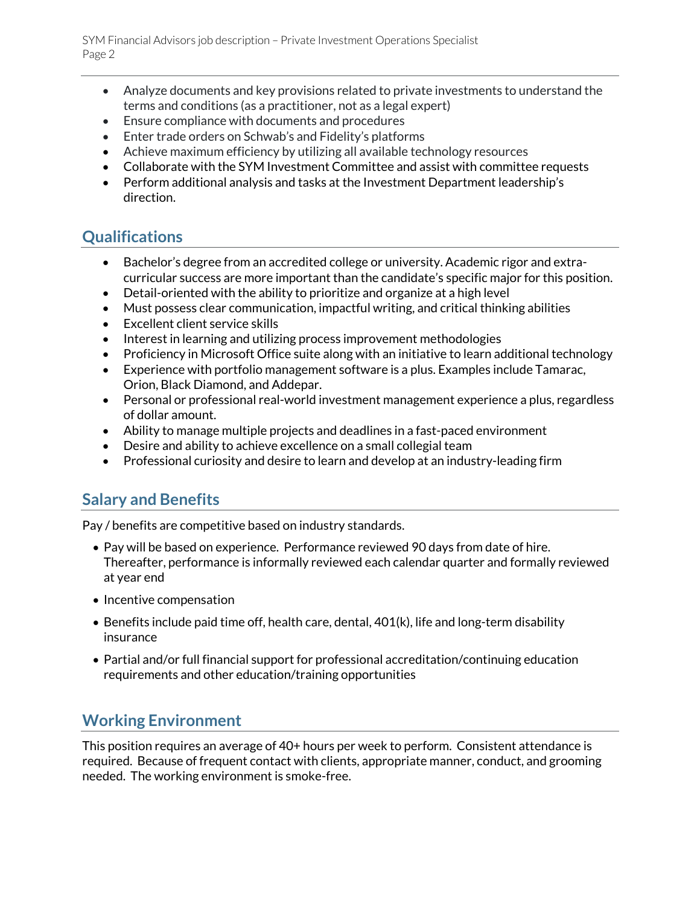- Analyze documents and key provisions related to private investments to understand the terms and conditions (as a practitioner, not as a legal expert)
- Ensure compliance with documents and procedures
- Enter trade orders on Schwab's and Fidelity's platforms
- Achieve maximum efficiency by utilizing all available technology resources
- Collaborate with the SYM Investment Committee and assist with committee requests
- Perform additional analysis and tasks at the Investment Department leadership's direction.

## Qualifications

- Bachelor's degree from an accredited college or university. Academic rigor and extra-curricular success are more important than the candidate's specific major for this position.
- Detail-oriented with the ability to prioritize and organize at a high level
- Must possess clear communication, impactful writing, and critical thinking abilities
- Excellent client service skills
- Interest in learning and utilizing process improvement methodologies
- Proficiency in Microsoft Office suite along with an initiative to learn additional technology
- Experience with portfolio management software is a plus. Examples include Tamarac, Orion, Black Diamond, and Addepar.
- Personal or professional real-world investment management experience a plus, regardless of dollar amount.
- Ability to manage multiple projects and deadlines in a fast-paced environment
- Desire and ability to achieve excellence on a small collegial team
- Professional curiosity and desire to learn and develop at an industry-leading firm

## Salary and Benefits

Pay / benefits are competitive based on industry standards.

- Pay will be based on experience. Performance reviewed 90 days from date of hire. Thereafter, performance is informally reviewed each calendar quarter and formally reviewed at year end
- Incentive compensation
- Benefits include paid time off, health care, dental, 401(k), life and long-term disability insurance
- Partial and/or full financial support for professional accreditation/continuing education requirements and other education/training opportunities

## Working Environment

This position requires an average of 40+ hours per week to perform. Consistent attendance is required. Because of frequent contact with clients, appropriate manner, conduct, and grooming needed. The working environment is smoke-free.